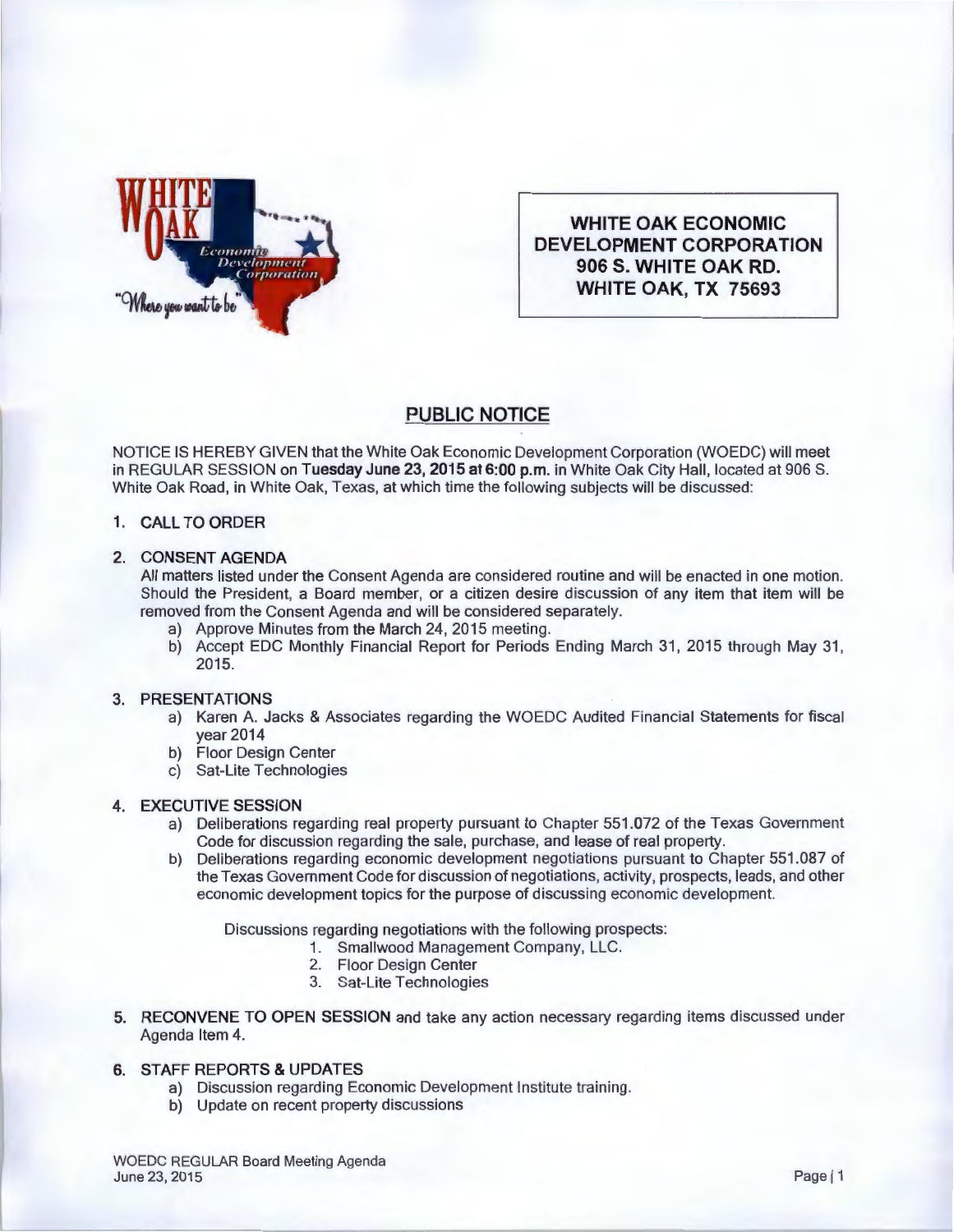**WHITE OAK ECONOMIC DEVELOPMENT CORPORATION**
**906 S. WHITE OAK RD.**
**WHITE OAK, TX 75693**

## PUBLIC NOTICE

NOTICE IS HEREBY GIVEN that the White Oak Economic Development Corporation (WOEDC) will meet in REGULAR SESSION on **Tuesday June 23, 2015 at 6:00 p.m.** in White Oak City Hall, located at 906 S. White Oak Road, in White Oak, Texas, at which time the following subjects will be discussed:

1. **CALL TO ORDER**

2. **CONSENT AGENDA**
   All matters listed under the Consent Agenda are considered routine and will be enacted in one motion. Should the President, a Board member, or a citizen desire discussion of any item that item will be removed from the Consent Agenda and will be considered separately.
   a) Approve Minutes from the March 24, 2015 meeting.
   b) Accept EDC Monthly Financial Report for Periods Ending March 31, 2015 through May 31, 2015.

3. **PRESENTATIONS**
   a) Karen A. Jacks & Associates regarding the WOEDC Audited Financial Statements for fiscal year 2014
   b) Floor Design Center
   c) Sat-Lite Technologies

4. **EXECUTIVE SESSION**
   a) Deliberations regarding real property pursuant to Chapter 551.072 of the Texas Government Code for discussion regarding the sale, purchase, and lease of real property.
   b) Deliberations regarding economic development negotiations pursuant to Chapter 551.087 of the Texas Government Code for discussion of negotiations, activity, prospects, leads, and other economic development topics for the purpose of discussing economic development.

   Discussions regarding negotiations with the following prospects:
   1. Smallwood Management Company, LLC.
   2. Floor Design Center
   3. Sat-Lite Technologies

5. **RECONVENE TO OPEN SESSION** and take any action necessary regarding items discussed under Agenda Item 4.

6. **STAFF REPORTS & UPDATES**
   a) Discussion regarding Economic Development Institute training.
   b) Update on recent property discussions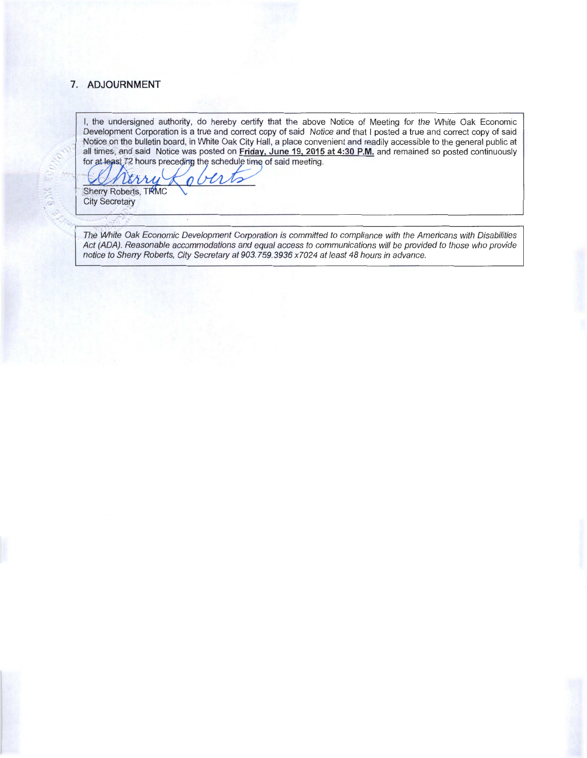## 7. ADJOURNMENT

I, the undersigned authority, do hereby certify that the above Notice of Meeting for the White Oak Economic Development Corporation is a true and correct copy of said *Notice* and that I posted a true and correct copy of said Notice on the bulletin board, in White Oak City Hall, a place convenient and readily accessible to the general public at all times, and said Notice was posted on **Friday, June 19, 2015 at 4:30 P.M.** and remained so posted continuously for at least 72 hours preceding the schedule time of said meeting.

Sherry Roberts

Sherry Roberts, TRMC
City Secretary

*The White Oak Economic Development Corporation is committed to compliance with the Americans with Disabilities Act (ADA). Reasonable accommodations and equal access to communications will be provided to those who provide notice to Sherry Roberts, City Secretary at 903.759.3936 x7024 at least 48 hours in advance.*